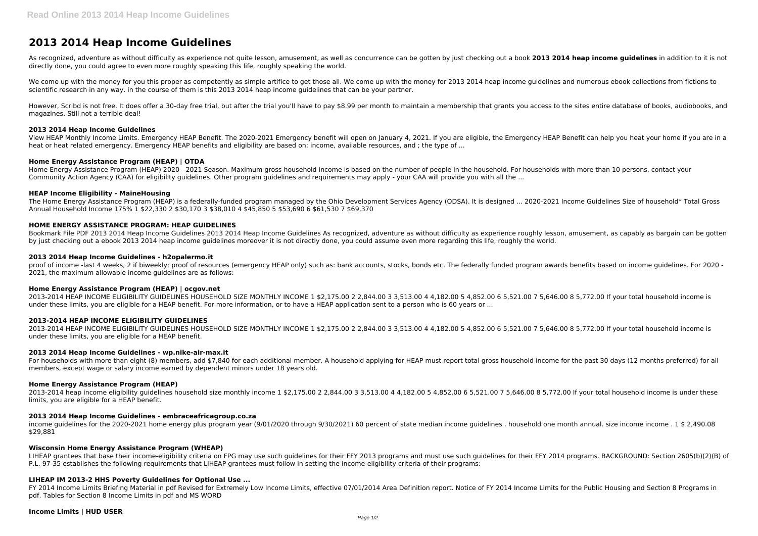# 2013 2014 Heap Income Guidelines

As recognized, adventure as without difficulty as experience not quite lesson, amusement, as well as concurrence can be gotten by just checking out a book **2013 2014 heap income guidelines** in addition to it is not directly done, you could agree to even more roughly speaking this life, roughly speaking the world.

We come up with the money for you this proper as competently as simple artifice to get those all. We come up with the money for 2013 2014 heap income guidelines and numerous ebook collections from fictions to scientific research in any way. in the course of them is this 2013 2014 heap income guidelines that can be your partner.

However, Scribd is not free. It does offer a 30-day free trial, but after the trial you'll have to pay $8.99 per month to maintain a membership that grants you access to the sites entire database of books, audiobooks, and magazines. Still not a terrible deal!

### 2013 2014 Heap Income Guidelines

View HEAP Monthly Income Limits. Emergency HEAP Benefit. The 2020-2021 Emergency benefit will open on January 4, 2021. If you are eligible, the Emergency HEAP Benefit can help you heat your home if you are in a heat or heat related emergency. Emergency HEAP benefits and eligibility are based on: income, available resources, and ; the type of ...

### Home Energy Assistance Program (HEAP) | OTDA

Home Energy Assistance Program (HEAP) 2020 - 2021 Season. Maximum gross household income is based on the number of people in the household. For households with more than 10 persons, contact your Community Action Agency (CAA) for eligibility guidelines. Other program guidelines and requirements may apply - your CAA will provide you with all the ...

### HEAP Income Eligibility - MaineHousing

The Home Energy Assistance Program (HEAP) is a federally-funded program managed by the Ohio Development Services Agency (ODSA). It is designed ... 2020-2021 Income Guidelines Size of household* Total Gross Annual Household Income 175% 1 $22,330 2 $30,170 3 $38,010 4 $45,850 5 $53,690 6 $61,530 7 $69,370

### HOME ENERGY ASSISTANCE PROGRAM: HEAP GUIDELINES

Bookmark File PDF 2013 2014 Heap Income Guidelines 2013 2014 Heap Income Guidelines As recognized, adventure as without difficulty as experience roughly lesson, amusement, as capably as bargain can be gotten by just checking out a ebook 2013 2014 heap income guidelines moreover it is not directly done, you could assume even more regarding this life, roughly the world.

### 2013 2014 Heap Income Guidelines - h2opalermo.it

proof of income -last 4 weeks, 2 if biweekly; proof of resources (emergency HEAP only) such as: bank accounts, stocks, bonds etc. The federally funded program awards benefits based on income guidelines. For 2020 - 2021, the maximum allowable income guidelines are as follows:

### Home Energy Assistance Program (HEAP) | ocgov.net

2013-2014 HEAP INCOME ELIGIBILITY GUIDELINES HOUSEHOLD SIZE MONTHLY INCOME 1 $2,175.00 2 2,844.00 3 3,513.00 4 4,182.00 5 4,852.00 6 5,521.00 7 5,646.00 8 5,772.00 If your total household income is under these limits, you are eligible for a HEAP benefit. For more information, or to have a HEAP application sent to a person who is 60 years or ...

### 2013-2014 HEAP INCOME ELIGIBILITY GUIDELINES

2013-2014 HEAP INCOME ELIGIBILITY GUIDELINES HOUSEHOLD SIZE MONTHLY INCOME 1 $2,175.00 2 2,844.00 3 3,513.00 4 4,182.00 5 4,852.00 6 5,521.00 7 5,646.00 8 5,772.00 If your total household income is under these limits, you are eligible for a HEAP benefit.

### 2013 2014 Heap Income Guidelines - wp.nike-air-max.it

For households with more than eight (8) members, add $7,840 for each additional member. A household applying for HEAP must report total gross household income for the past 30 days (12 months preferred) for all members, except wage or salary income earned by dependent minors under 18 years old.

### Home Energy Assistance Program (HEAP)

2013-2014 heap income eligibility guidelines household size monthly income 1 $2,175.00 2 2,844.00 3 3,513.00 4 4,182.00 5 4,852.00 6 5,521.00 7 5,646.00 8 5,772.00 If your total household income is under these limits, you are eligible for a HEAP benefit.

### 2013 2014 Heap Income Guidelines - embraceafricagroup.co.za

income guidelines for the 2020-2021 home energy plus program year (9/01/2020 through 9/30/2021) 60 percent of state median income guidelines . household one month annual. size income income . 1 $ 2,490.08 $29,881

### Wisconsin Home Energy Assistance Program (WHEAP)

LIHEAP grantees that base their income-eligibility criteria on FPG may use such guidelines for their FFY 2013 programs and must use such guidelines for their FFY 2014 programs. BACKGROUND: Section 2605(b)(2)(B) of P.L. 97-35 establishes the following requirements that LIHEAP grantees must follow in setting the income-eligibility criteria of their programs:

### LIHEAP IM 2013-2 HHS Poverty Guidelines for Optional Use ...

FY 2014 Income Limits Briefing Material in pdf Revised for Extremely Low Income Limits, effective 07/01/2014 Area Definition report. Notice of FY 2014 Income Limits for the Public Housing and Section 8 Programs in pdf. Tables for Section 8 Income Limits in pdf and MS WORD

### Income Limits | HUD USER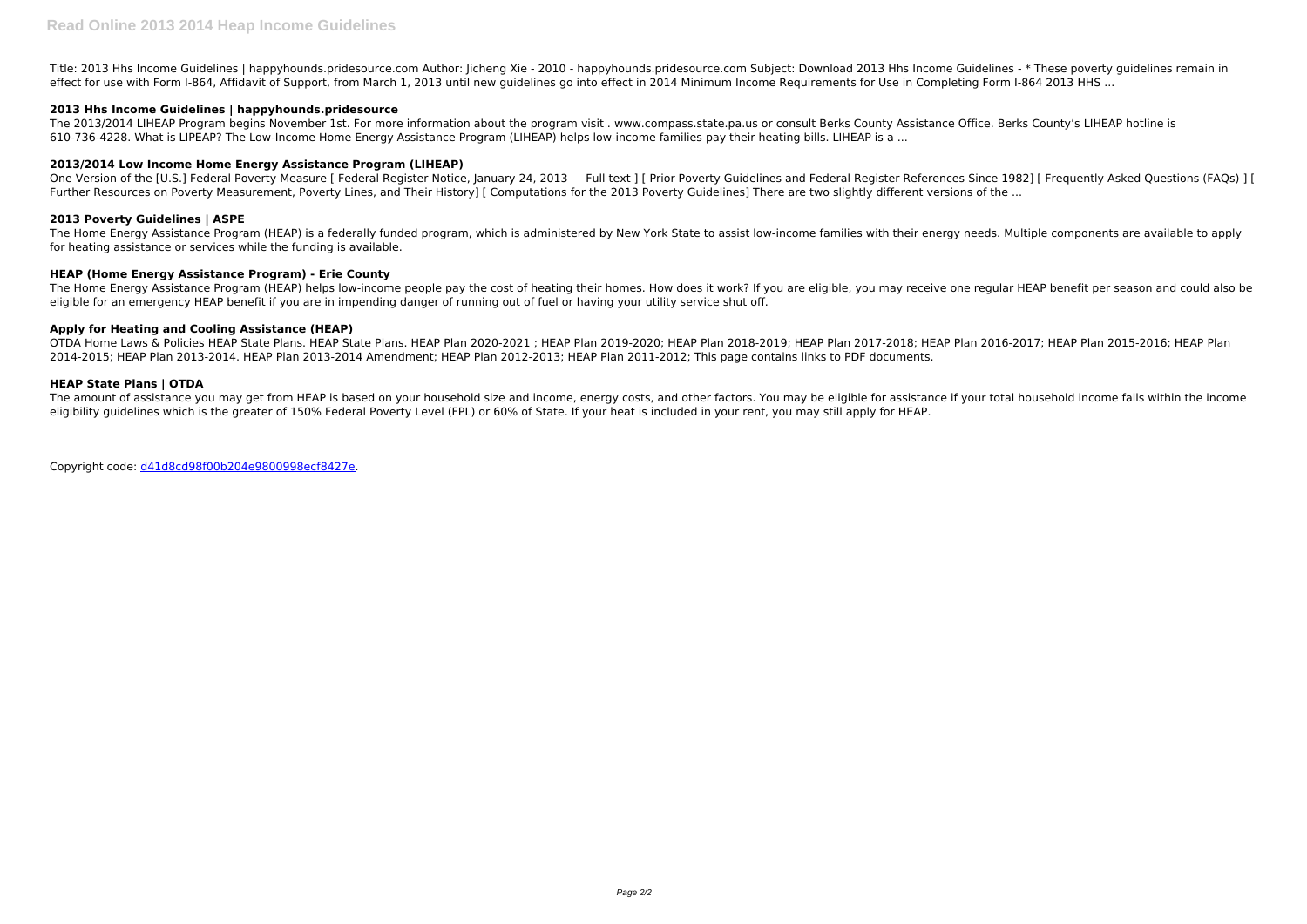Title: 2013 Hhs Income Guidelines | happyhounds.pridesource.com Author: Jicheng Xie - 2010 - happyhounds.pridesource.com Subject: Download 2013 Hhs Income Guidelines - * These poverty guidelines remain in effect for use with Form I-864, Affidavit of Support, from March 1, 2013 until new guidelines go into effect in 2014 Minimum Income Requirements for Use in Completing Form I-864 2013 HHS ...

## 2013 Hhs Income Guidelines | happyhounds.pridesource

The 2013/2014 LIHEAP Program begins November 1st. For more information about the program visit . www.compass.state.pa.us or consult Berks County Assistance Office. Berks County's LIHEAP hotline is 610-736-4228. What is LIPEAP? The Low-Income Home Energy Assistance Program (LIHEAP) helps low-income families pay their heating bills. LIHEAP is a ...

## 2013/2014 Low Income Home Energy Assistance Program (LIHEAP)

One Version of the [U.S.] Federal Poverty Measure [ Federal Register Notice, January 24, 2013 — Full text ] [ Prior Poverty Guidelines and Federal Register References Since 1982] [ Frequently Asked Questions (FAQs) ] [ Further Resources on Poverty Measurement, Poverty Lines, and Their History] [ Computations for the 2013 Poverty Guidelines] There are two slightly different versions of the ...

## 2013 Poverty Guidelines | ASPE

The Home Energy Assistance Program (HEAP) is a federally funded program, which is administered by New York State to assist low-income families with their energy needs. Multiple components are available to apply for heating assistance or services while the funding is available.

## HEAP (Home Energy Assistance Program) - Erie County

The Home Energy Assistance Program (HEAP) helps low-income people pay the cost of heating their homes. How does it work? If you are eligible, you may receive one regular HEAP benefit per season and could also be eligible for an emergency HEAP benefit if you are in impending danger of running out of fuel or having your utility service shut off.

## Apply for Heating and Cooling Assistance (HEAP)

OTDA Home Laws & Policies HEAP State Plans. HEAP State Plans. HEAP Plan 2020-2021 ; HEAP Plan 2019-2020; HEAP Plan 2018-2019; HEAP Plan 2017-2018; HEAP Plan 2016-2017; HEAP Plan 2015-2016; HEAP Plan 2014-2015; HEAP Plan 2013-2014. HEAP Plan 2013-2014 Amendment; HEAP Plan 2012-2013; HEAP Plan 2011-2012; This page contains links to PDF documents.

## HEAP State Plans | OTDA

The amount of assistance you may get from HEAP is based on your household size and income, energy costs, and other factors. You may be eligible for assistance if your total household income falls within the income eligibility guidelines which is the greater of 150% Federal Poverty Level (FPL) or 60% of State. If your heat is included in your rent, you may still apply for HEAP.

Copyright code: d41d8cd98f00b204e9800998ecf8427e.